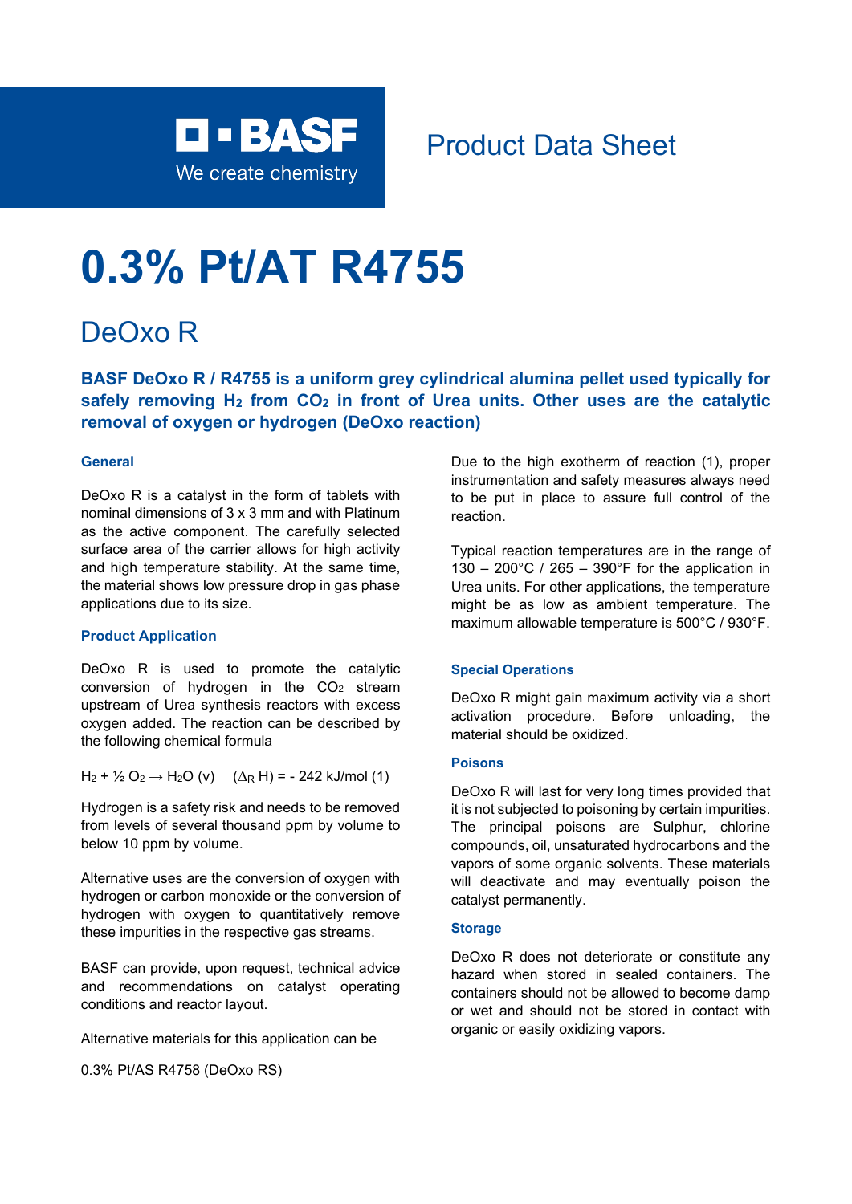BASF
We create chemistry

Product Data Sheet

# 0.3% Pt/AT R4755

## DeOxo R

**BASF DeOxo R / R4755 is a uniform grey cylindrical alumina pellet used typically for safely removing $H_2$ from $CO_2$ in front of Urea units. Other uses are the catalytic removal of oxygen or hydrogen (DeOxo reaction)**

### General

DeOxo R is a catalyst in the form of tablets with nominal dimensions of 3 x 3 mm and with Platinum as the active component. The carefully selected surface area of the carrier allows for high activity and high temperature stability. At the same time, the material shows low pressure drop in gas phase applications due to its size.

### Product Application

DeOxo R is used to promote the catalytic conversion of hydrogen in the $CO_2$ stream upstream of Urea synthesis reactors with excess oxygen added. The reaction can be described by the following chemical formula

$$H_2 + \frac{1}{2} O_2 \rightarrow H_2O\ (v) \quad (\Delta_R H) = -242\ \text{kJ/mol}\ (1)$$

Hydrogen is a safety risk and needs to be removed from levels of several thousand ppm by volume to below 10 ppm by volume.

Alternative uses are the conversion of oxygen with hydrogen or carbon monoxide or the conversion of hydrogen with oxygen to quantitatively remove these impurities in the respective gas streams.

BASF can provide, upon request, technical advice and recommendations on catalyst operating conditions and reactor layout.

Alternative materials for this application can be

0.3% Pt/AS R4758 (DeOxo RS)

Due to the high exotherm of reaction (1), proper instrumentation and safety measures always need to be put in place to assure full control of the reaction.

Typical reaction temperatures are in the range of 130 – 200°C / 265 – 390°F for the application in Urea units. For other applications, the temperature might be as low as ambient temperature. The maximum allowable temperature is 500°C / 930°F.

### Special Operations

DeOxo R might gain maximum activity via a short activation procedure. Before unloading, the material should be oxidized.

### Poisons

DeOxo R will last for very long times provided that it is not subjected to poisoning by certain impurities. The principal poisons are Sulphur, chlorine compounds, oil, unsaturated hydrocarbons and the vapors of some organic solvents. These materials will deactivate and may eventually poison the catalyst permanently.

### Storage

DeOxo R does not deteriorate or constitute any hazard when stored in sealed containers. The containers should not be allowed to become damp or wet and should not be stored in contact with organic or easily oxidizing vapors.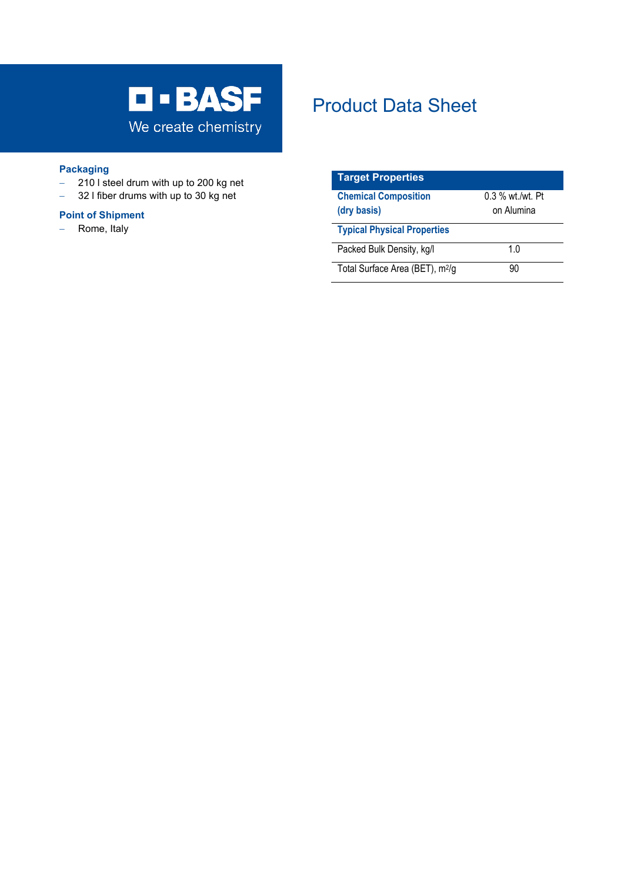# Product Data Sheet

**Packaging**

- 210 l steel drum with up to 200 kg net
- 32 l fiber drums with up to 30 kg net

**Point of Shipment**

- Rome, Italy

| Target Properties | |
|---|---|
| **Chemical Composition (dry basis)** | 0.3 % wt./wt. Pt on Alumina |
| **Typical Physical Properties** | |
| Packed Bulk Density, kg/l | 1.0 |
| Total Surface Area (BET), $m^2/g$ | 90 |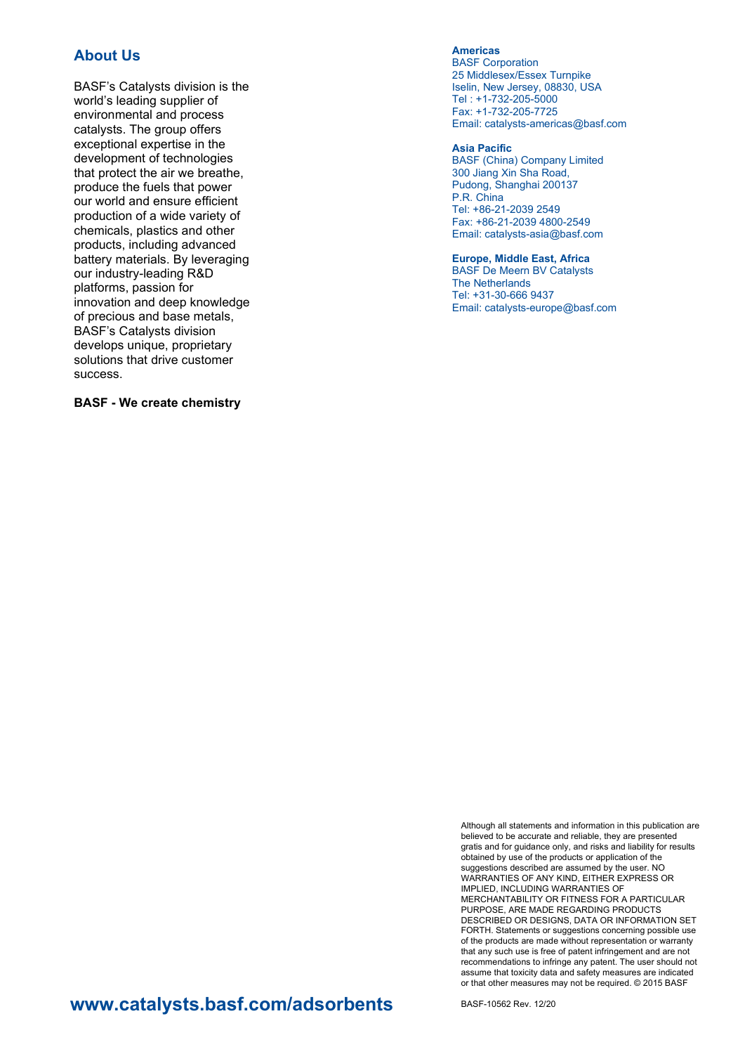## About Us

BASF's Catalysts division is the world's leading supplier of environmental and process catalysts. The group offers exceptional expertise in the development of technologies that protect the air we breathe, produce the fuels that power our world and ensure efficient production of a wide variety of chemicals, plastics and other products, including advanced battery materials. By leveraging our industry-leading R&D platforms, passion for innovation and deep knowledge of precious and base metals, BASF's Catalysts division develops unique, proprietary solutions that drive customer success.

**BASF - We create chemistry**

**Americas**
BASF Corporation
25 Middlesex/Essex Turnpike
Iselin, New Jersey, 08830, USA
Tel : +1-732-205-5000
Fax: +1-732-205-7725
Email: catalysts-americas@basf.com

**Asia Pacific**
BASF (China) Company Limited
300 Jiang Xin Sha Road,
Pudong, Shanghai 200137
P.R. China
Tel: +86-21-2039 2549
Fax: +86-21-2039 4800-2549
Email: catalysts-asia@basf.com

**Europe, Middle East, Africa**
BASF De Meern BV Catalysts
The Netherlands
Tel: +31-30-666 9437
Email: catalysts-europe@basf.com

Although all statements and information in this publication are believed to be accurate and reliable, they are presented gratis and for guidance only, and risks and liability for results obtained by use of the products or application of the suggestions described are assumed by the user. NO WARRANTIES OF ANY KIND, EITHER EXPRESS OR IMPLIED, INCLUDING WARRANTIES OF MERCHANTABILITY OR FITNESS FOR A PARTICULAR PURPOSE, ARE MADE REGARDING PRODUCTS DESCRIBED OR DESIGNS, DATA OR INFORMATION SET FORTH. Statements or suggestions concerning possible use of the products are made without representation or warranty that any such use is free of patent infringement and are not recommendations to infringe any patent. The user should not assume that toxicity data and safety measures are indicated or that other measures may not be required. © 2015 BASF

**www.catalysts.basf.com/adsorbents**

BASF-10562 Rev. 12/20